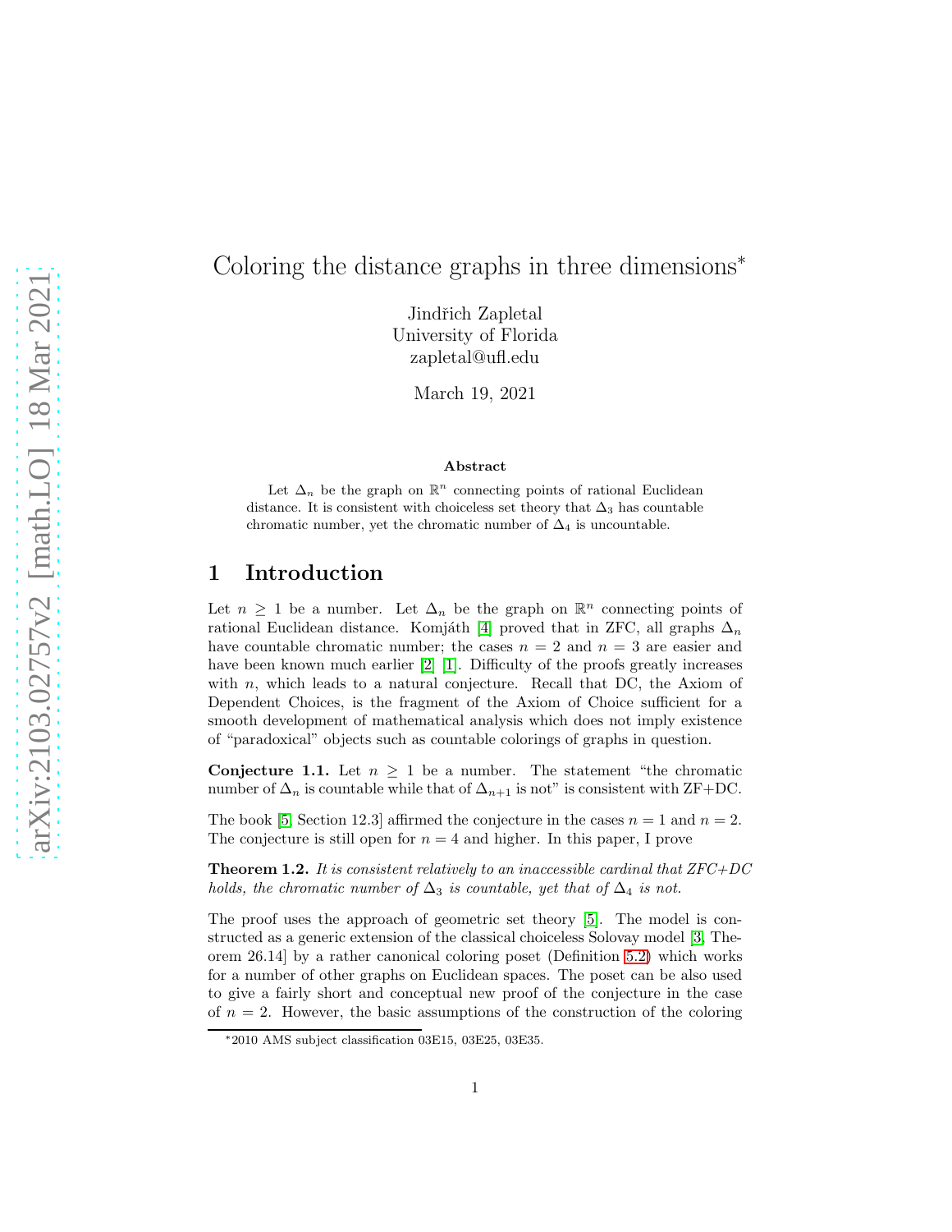# Coloring the distance graphs in three dimensions*

Jindřich Zapletal
University of Florida
zapletal@ufl.edu

March 19, 2021

### Abstract

Let $\Delta_n$ be the graph on $\mathbb{R}^n$ connecting points of rational Euclidean distance. It is consistent with choiceless set theory that $\Delta_3$ has countable chromatic number, yet the chromatic number of $\Delta_4$ is uncountable.

## 1 Introduction

Let $n \geq 1$ be a number. Let $\Delta_n$ be the graph on $\mathbb{R}^n$ connecting points of rational Euclidean distance. Komjáth [4] proved that in ZFC, all graphs $\Delta_n$ have countable chromatic number; the cases $n = 2$ and $n = 3$ are easier and have been known much earlier [2] [1]. Difficulty of the proofs greatly increases with $n$, which leads to a natural conjecture. Recall that DC, the Axiom of Dependent Choices, is the fragment of the Axiom of Choice sufficient for a smooth development of mathematical analysis which does not imply existence of "paradoxical" objects such as countable colorings of graphs in question.

**Conjecture 1.1.** Let $n \geq 1$ be a number. The statement "the chromatic number of $\Delta_n$ is countable while that of $\Delta_{n+1}$ is not" is consistent with ZF+DC.

The book [5, Section 12.3] affirmed the conjecture in the cases $n = 1$ and $n = 2$. The conjecture is still open for $n = 4$ and higher. In this paper, I prove

**Theorem 1.2.** *It is consistent relatively to an inaccessible cardinal that ZFC+DC holds, the chromatic number of $\Delta_3$ is countable, yet that of $\Delta_4$ is not.*

The proof uses the approach of geometric set theory [5]. The model is constructed as a generic extension of the classical choiceless Solovay model [3, Theorem 26.14] by a rather canonical coloring poset (Definition 5.2) which works for a number of other graphs on Euclidean spaces. The poset can be also used to give a fairly short and conceptual new proof of the conjecture in the case of $n = 2$. However, the basic assumptions of the construction of the coloring

*2010 AMS subject classification 03E15, 03E25, 03E35.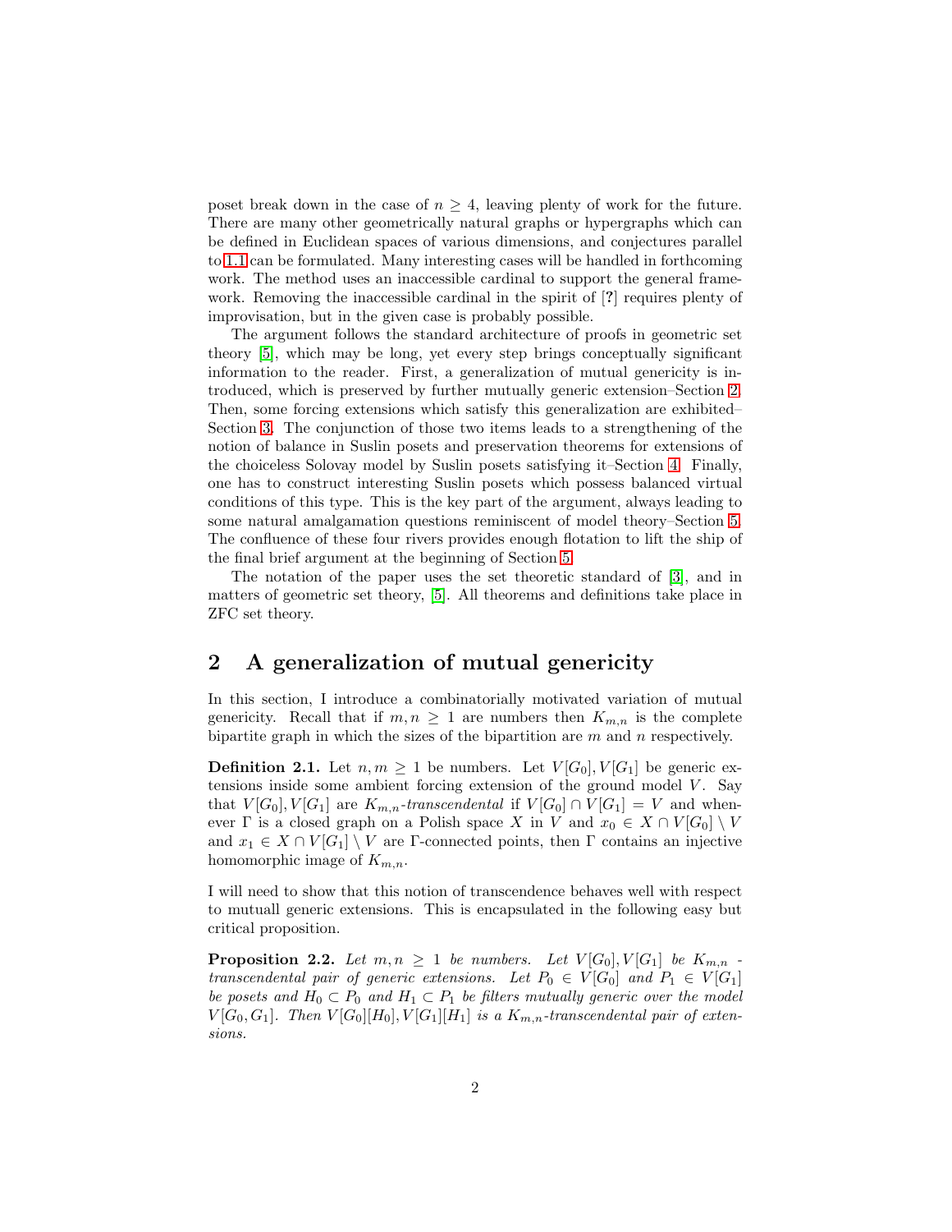poset break down in the case of $n \geq 4$, leaving plenty of work for the future. There are many other geometrically natural graphs or hypergraphs which can be defined in Euclidean spaces of various dimensions, and conjectures parallel to 1.1 can be formulated. Many interesting cases will be handled in forthcoming work. The method uses an inaccessible cardinal to support the general framework. Removing the inaccessible cardinal in the spirit of [?] requires plenty of improvisation, but in the given case is probably possible.

The argument follows the standard architecture of proofs in geometric set theory [5], which may be long, yet every step brings conceptually significant information to the reader. First, a generalization of mutual genericity is introduced, which is preserved by further mutually generic extension–Section 2. Then, some forcing extensions which satisfy this generalization are exhibited–Section 3. The conjunction of those two items leads to a strengthening of the notion of balance in Suslin posets and preservation theorems for extensions of the choiceless Solovay model by Suslin posets satisfying it–Section 4. Finally, one has to construct interesting Suslin posets which possess balanced virtual conditions of this type. This is the key part of the argument, always leading to some natural amalgamation questions reminiscent of model theory–Section 5. The confluence of these four rivers provides enough flotation to lift the ship of the final brief argument at the beginning of Section 5.

The notation of the paper uses the set theoretic standard of [3], and in matters of geometric set theory, [5]. All theorems and definitions take place in ZFC set theory.

## 2 A generalization of mutual genericity

In this section, I introduce a combinatorially motivated variation of mutual genericity. Recall that if $m, n \geq 1$ are numbers then $K_{m,n}$ is the complete bipartite graph in which the sizes of the bipartition are $m$ and $n$ respectively.

**Definition 2.1.** Let $n, m \geq 1$ be numbers. Let $V[G_0], V[G_1]$ be generic extensions inside some ambient forcing extension of the ground model $V$. Say that $V[G_0], V[G_1]$ are *$K_{m,n}$-transcendental* if $V[G_0] \cap V[G_1] = V$ and whenever $\Gamma$ is a closed graph on a Polish space $X$ in $V$ and $x_0 \in X \cap V[G_0] \setminus V$ and $x_1 \in X \cap V[G_1] \setminus V$ are $\Gamma$-connected points, then $\Gamma$ contains an injective homomorphic image of $K_{m,n}$.

I will need to show that this notion of transcendence behaves well with respect to mutuall generic extensions. This is encapsulated in the following easy but critical proposition.

**Proposition 2.2.** *Let $m, n \geq 1$ be numbers. Let $V[G_0], V[G_1]$ be $K_{m,n}$-transcendental pair of generic extensions. Let $P_0 \in V[G_0]$ and $P_1 \in V[G_1]$ be posets and $H_0 \subset P_0$ and $H_1 \subset P_1$ be filters mutually generic over the model $V[G_0, G_1]$. Then $V[G_0][H_0], V[G_1][H_1]$ is a $K_{m,n}$-transcendental pair of extensions.*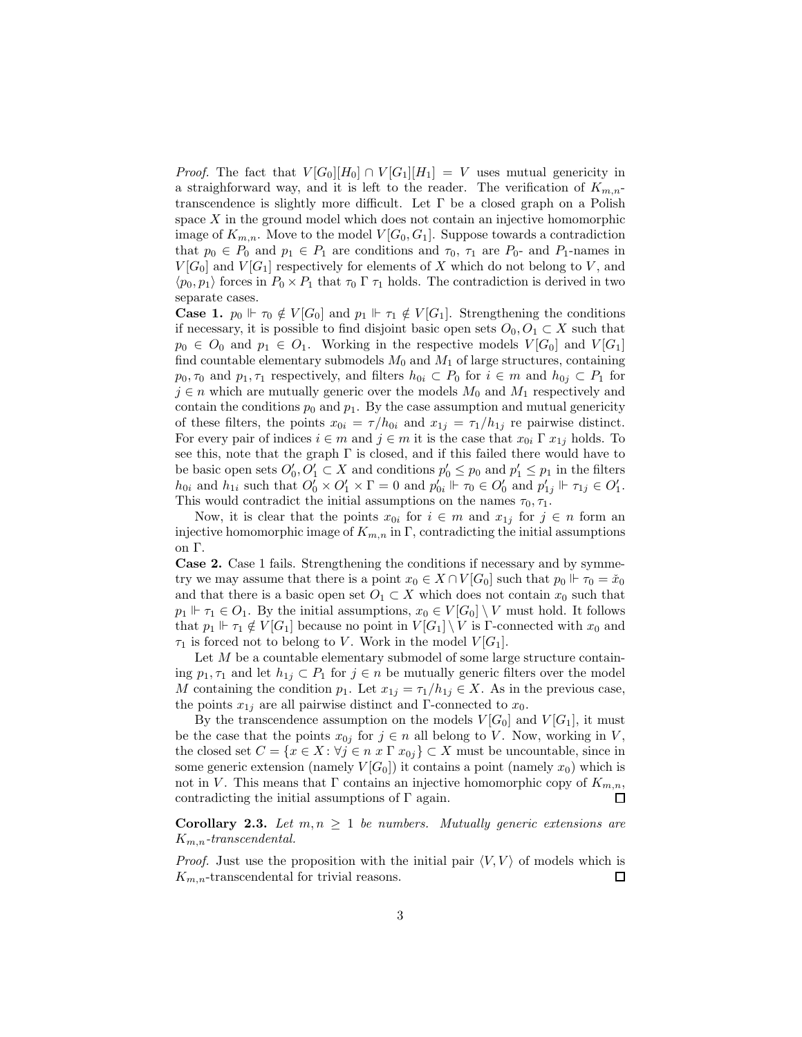*Proof.* The fact that $V[G_0][H_0] \cap V[G_1][H_1] = V$ uses mutual genericity in a straighforward way, and it is left to the reader. The verification of $K_{m,n}$-transcendence is slightly more difficult. Let $\Gamma$ be a closed graph on a Polish space $X$ in the ground model which does not contain an injective homomorphic image of $K_{m,n}$. Move to the model $V[G_0, G_1]$. Suppose towards a contradiction that $p_0 \in P_0$ and $p_1 \in P_1$ are conditions and $\tau_0$, $\tau_1$ are $P_0$- and $P_1$-names in $V[G_0]$ and $V[G_1]$ respectively for elements of $X$ which do not belong to $V$, and $\langle p_0, p_1 \rangle$ forces in $P_0 \times P_1$ that $\tau_0 \ \Gamma \ \tau_1$ holds. The contradiction is derived in two separate cases.

**Case 1.** $p_0 \Vdash \tau_0 \notin V[G_0]$ and $p_1 \Vdash \tau_1 \notin V[G_1]$. Strengthening the conditions if necessary, it is possible to find disjoint basic open sets $O_0, O_1 \subset X$ such that $p_0 \in O_0$ and $p_1 \in O_1$. Working in the respective models $V[G_0]$ and $V[G_1]$ find countable elementary submodels $M_0$ and $M_1$ of large structures, containing $p_0, \tau_0$ and $p_1, \tau_1$ respectively, and filters $h_{0i} \subset P_0$ for $i \in m$ and $h_{0j} \subset P_1$ for $j \in n$ which are mutually generic over the models $M_0$ and $M_1$ respectively and contain the conditions $p_0$ and $p_1$. By the case assumption and mutual genericity of these filters, the points $x_{0i} = \tau/h_{0i}$ and $x_{1j} = \tau_1/h_{1j}$ re pairwise distinct. For every pair of indices $i \in m$ and $j \in m$ it is the case that $x_{0i} \ \Gamma \ x_{1j}$ holds. To see this, note that the graph $\Gamma$ is closed, and if this failed there would have to be basic open sets $O_0', O_1' \subset X$ and conditions $p_0' \leq p_0$ and $p_1' \leq p_1$ in the filters $h_{0i}$ and $h_{1i}$ such that $O_0' \times O_1' \times \Gamma = 0$ and $p_{0i}' \Vdash \tau_0 \in O_0'$ and $p_{1j}' \Vdash \tau_{1j} \in O_1'$. This would contradict the initial assumptions on the names $\tau_0, \tau_1$.

Now, it is clear that the points $x_{0i}$ for $i \in m$ and $x_{1j}$ for $j \in n$ form an injective homomorphic image of $K_{m,n}$ in $\Gamma$, contradicting the initial assumptions on $\Gamma$.

**Case 2.** Case 1 fails. Strengthening the conditions if necessary and by symmetry we may assume that there is a point $x_0 \in X \cap V[G_0]$ such that $p_0 \Vdash \tau_0 = \check{x}_0$ and that there is a basic open set $O_1 \subset X$ which does not contain $x_0$ such that $p_1 \Vdash \tau_1 \in O_1$. By the initial assumptions, $x_0 \in V[G_0] \setminus V$ must hold. It follows that $p_1 \Vdash \tau_1 \notin V[G_1]$ because no point in $V[G_1] \setminus V$ is $\Gamma$-connected with $x_0$ and $\tau_1$ is forced not to belong to $V$. Work in the model $V[G_1]$.

Let $M$ be a countable elementary submodel of some large structure containing $p_1, \tau_1$ and let $h_{1j} \subset P_1$ for $j \in n$ be mutually generic filters over the model $M$ containing the condition $p_1$. Let $x_{1j} = \tau_1/h_{1j} \in X$. As in the previous case, the points $x_{1j}$ are all pairwise distinct and $\Gamma$-connected to $x_0$.

By the transcendence assumption on the models $V[G_0]$ and $V[G_1]$, it must be the case that the points $x_{0j}$ for $j \in n$ all belong to $V$. Now, working in $V$, the closed set $C = \{x \in X \colon \forall j \in n \ x \ \Gamma \ x_{0j}\} \subset X$ must be uncountable, since in some generic extension (namely $V[G_0]$) it contains a point (namely $x_0$) which is not in $V$. This means that $\Gamma$ contains an injective homomorphic copy of $K_{m,n}$, contradicting the initial assumptions of $\Gamma$ again. $\square$

**Corollary 2.3.** *Let $m, n \geq 1$ be numbers. Mutually generic extensions are $K_{m,n}$-transcendental.*

*Proof.* Just use the proposition with the initial pair $\langle V, V \rangle$ of models which is $K_{m,n}$-transcendental for trivial reasons. $\square$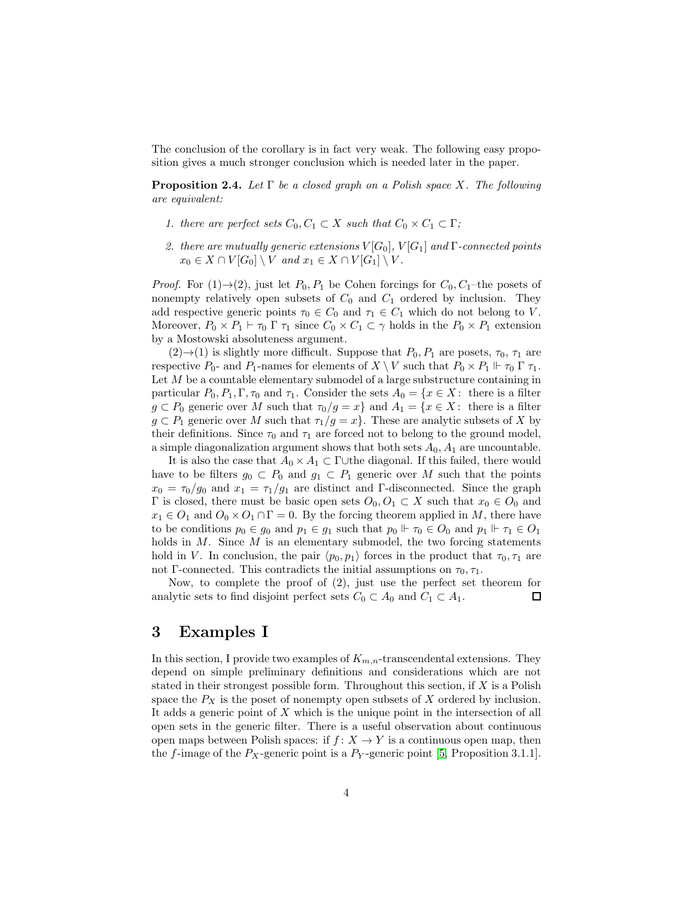The conclusion of the corollary is in fact very weak. The following easy proposition gives a much stronger conclusion which is needed later in the paper.

**Proposition 2.4.** *Let $\Gamma$ be a closed graph on a Polish space $X$. The following are equivalent:*

1. *there are perfect sets $C_0, C_1 \subset X$ such that $C_0 \times C_1 \subset \Gamma$;*
2. *there are mutually generic extensions $V[G_0]$, $V[G_1]$ and $\Gamma$-connected points $x_0 \in X \cap V[G_0] \setminus V$ and $x_1 \in X \cap V[G_1] \setminus V$.*

*Proof.* For (1)→(2), just let $P_0, P_1$ be Cohen forcings for $C_0, C_1$–the posets of nonempty relatively open subsets of $C_0$ and $C_1$ ordered by inclusion. They add respective generic points $\tau_0 \in C_0$ and $\tau_1 \in C_1$ which do not belong to $V$. Moreover, $P_0 \times P_1 \vdash \tau_0 \; \Gamma \; \tau_1$ since $C_0 \times C_1 \subset \gamma$ holds in the $P_0 \times P_1$ extension by a Mostowski absoluteness argument.

(2)→(1) is slightly more difficult. Suppose that $P_0, P_1$ are posets, $\tau_0$, $\tau_1$ are respective $P_0$- and $P_1$-names for elements of $X \setminus V$ such that $P_0 \times P_1 \Vdash \tau_0 \; \Gamma \; \tau_1$. Let $M$ be a countable elementary submodel of a large substructure containing in particular $P_0, P_1, \Gamma, \tau_0$ and $\tau_1$. Consider the sets $A_0 = \{x \in X\colon$ there is a filter $g \subset P_0$ generic over $M$ such that $\tau_0/g = x\}$ and $A_1 = \{x \in X\colon$ there is a filter $g \subset P_1$ generic over $M$ such that $\tau_1/g = x\}$. These are analytic subsets of $X$ by their definitions. Since $\tau_0$ and $\tau_1$ are forced not to belong to the ground model, a simple diagonalization argument shows that both sets $A_0, A_1$ are uncountable.

It is also the case that $A_0 \times A_1 \subset \Gamma \cup$the diagonal. If this failed, there would have to be filters $g_0 \subset P_0$ and $g_1 \subset P_1$ generic over $M$ such that the points $x_0 = \tau_0/g_0$ and $x_1 = \tau_1/g_1$ are distinct and $\Gamma$-disconnected. Since the graph $\Gamma$ is closed, there must be basic open sets $O_0, O_1 \subset X$ such that $x_0 \in O_0$ and $x_1 \in O_1$ and $O_0 \times O_1 \cap \Gamma = 0$. By the forcing theorem applied in $M$, there have to be conditions $p_0 \in g_0$ and $p_1 \in g_1$ such that $p_0 \Vdash \tau_0 \in O_0$ and $p_1 \Vdash \tau_1 \in O_1$ holds in $M$. Since $M$ is an elementary submodel, the two forcing statements hold in $V$. In conclusion, the pair $\langle p_0, p_1 \rangle$ forces in the product that $\tau_0, \tau_1$ are not $\Gamma$-connected. This contradicts the initial assumptions on $\tau_0, \tau_1$.

Now, to complete the proof of (2), just use the perfect set theorem for analytic sets to find disjoint perfect sets $C_0 \subset A_0$ and $C_1 \subset A_1$. □

## 3 Examples I

In this section, I provide two examples of $K_{m,n}$-transcendental extensions. They depend on simple preliminary definitions and considerations which are not stated in their strongest possible form. Throughout this section, if $X$ is a Polish space the $P_X$ is the poset of nonempty open subsets of $X$ ordered by inclusion. It adds a generic point of $X$ which is the unique point in the intersection of all open sets in the generic filter. There is a useful observation about continuous open maps between Polish spaces: if $f\colon X \to Y$ is a continuous open map, then the $f$-image of the $P_X$-generic point is a $P_Y$-generic point [5, Proposition 3.1.1].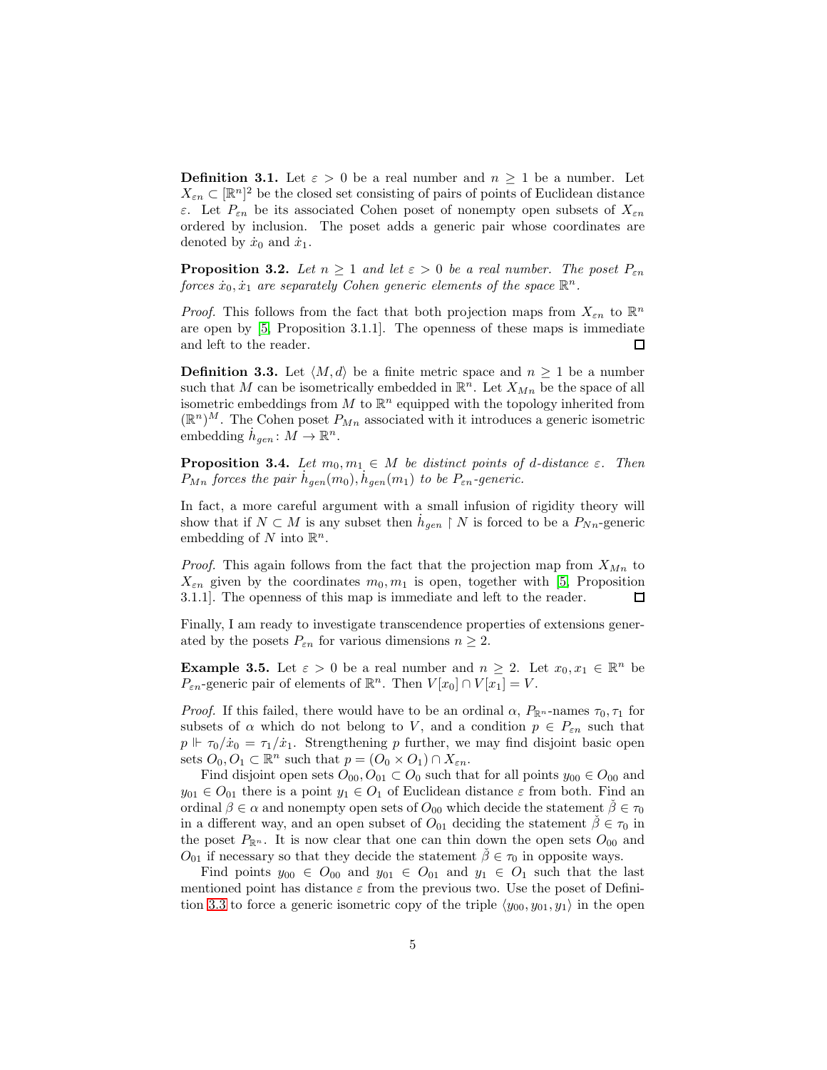**Definition 3.1.** Let $\varepsilon > 0$ be a real number and $n \geq 1$ be a number. Let $X_{\varepsilon n} \subset [\mathbb{R}^n]^2$ be the closed set consisting of pairs of points of Euclidean distance $\varepsilon$. Let $P_{\varepsilon n}$ be its associated Cohen poset of nonempty open subsets of $X_{\varepsilon n}$ ordered by inclusion. The poset adds a generic pair whose coordinates are denoted by $\dot{x}_0$ and $\dot{x}_1$.

**Proposition 3.2.** *Let $n \geq 1$ and let $\varepsilon > 0$ be a real number. The poset $P_{\varepsilon n}$ forces $\dot{x}_0, \dot{x}_1$ are separately Cohen generic elements of the space $\mathbb{R}^n$.*

*Proof.* This follows from the fact that both projection maps from $X_{\varepsilon n}$ to $\mathbb{R}^n$ are open by [5, Proposition 3.1.1]. The openness of these maps is immediate and left to the reader. □

**Definition 3.3.** Let $\langle M, d\rangle$ be a finite metric space and $n \geq 1$ be a number such that $M$ can be isometrically embedded in $\mathbb{R}^n$. Let $X_{Mn}$ be the space of all isometric embeddings from $M$ to $\mathbb{R}^n$ equipped with the topology inherited from $(\mathbb{R}^n)^M$. The Cohen poset $P_{Mn}$ associated with it introduces a generic isometric embedding $\dot{h}_{gen}\colon M \to \mathbb{R}^n$.

**Proposition 3.4.** *Let $m_0, m_1 \in M$ be distinct points of $d$-distance $\varepsilon$. Then $P_{Mn}$ forces the pair $\dot{h}_{gen}(m_0), \dot{h}_{gen}(m_1)$ to be $P_{\varepsilon n}$-generic.*

In fact, a more careful argument with a small infusion of rigidity theory will show that if $N \subset M$ is any subset then $\dot{h}_{gen} \restriction N$ is forced to be a $P_{Nn}$-generic embedding of $N$ into $\mathbb{R}^n$.

*Proof.* This again follows from the fact that the projection map from $X_{Mn}$ to $X_{\varepsilon n}$ given by the coordinates $m_0, m_1$ is open, together with [5, Proposition 3.1.1]. The openness of this map is immediate and left to the reader. □

Finally, I am ready to investigate transcendence properties of extensions generated by the posets $P_{\varepsilon n}$ for various dimensions $n \geq 2$.

**Example 3.5.** Let $\varepsilon > 0$ be a real number and $n \geq 2$. Let $x_0, x_1 \in \mathbb{R}^n$ be $P_{\varepsilon n}$-generic pair of elements of $\mathbb{R}^n$. Then $V[x_0] \cap V[x_1] = V$.

*Proof.* If this failed, there would have to be an ordinal $\alpha$, $P_{\mathbb{R}^n}$-names $\tau_0, \tau_1$ for subsets of $\alpha$ which do not belong to $V$, and a condition $p \in P_{\varepsilon n}$ such that $p \Vdash \tau_0/\dot{x}_0 = \tau_1/\dot{x}_1$. Strengthening $p$ further, we may find disjoint basic open sets $O_0, O_1 \subset \mathbb{R}^n$ such that $p = (O_0 \times O_1) \cap X_{\varepsilon n}$.

Find disjoint open sets $O_{00}, O_{01} \subset O_0$ such that for all points $y_{00} \in O_{00}$ and $y_{01} \in O_{01}$ there is a point $y_1 \in O_1$ of Euclidean distance $\varepsilon$ from both. Find an ordinal $\beta \in \alpha$ and nonempty open sets of $O_{00}$ which decide the statement $\check{\beta} \in \tau_0$ in a different way, and an open subset of $O_{01}$ deciding the statement $\check{\beta} \in \tau_0$ in the poset $P_{\mathbb{R}^n}$. It is now clear that one can thin down the open sets $O_{00}$ and $O_{01}$ if necessary so that they decide the statement $\check{\beta} \in \tau_0$ in opposite ways.

Find points $y_{00} \in O_{00}$ and $y_{01} \in O_{01}$ and $y_1 \in O_1$ such that the last mentioned point has distance $\varepsilon$ from the previous two. Use the poset of Definition 3.3 to force a generic isometric copy of the triple $\langle y_{00}, y_{01}, y_1\rangle$ in the open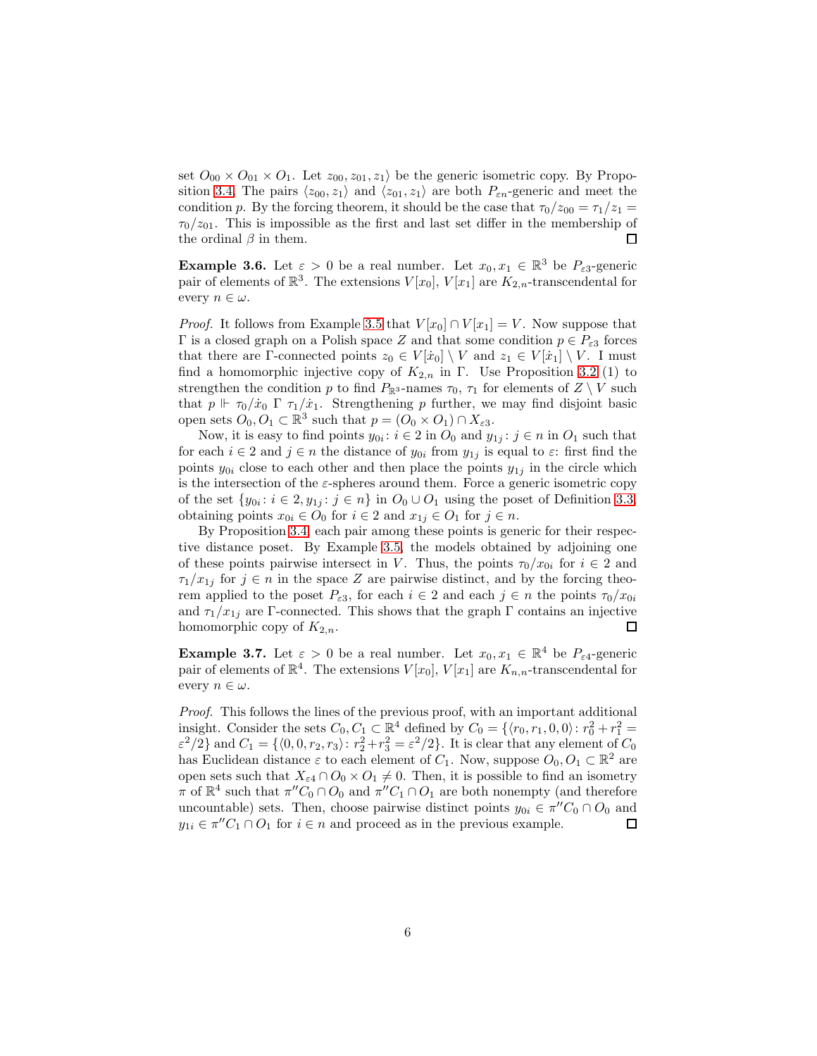set $O_{00} \times O_{01} \times O_1$. Let $z_{00}, z_{01}, z_1\rangle$ be the generic isometric copy. By Proposition 3.4, The pairs $\langle z_{00}, z_1\rangle$ and $\langle z_{01}, z_1\rangle$ are both $P_{\varepsilon n}$-generic and meet the condition $p$. By the forcing theorem, it should be the case that $\tau_0/z_{00} = \tau_1/z_1 = \tau_0/z_{01}$. This is impossible as the first and last set differ in the membership of the ordinal $\beta$ in them. ◻

**Example 3.6.** Let $\varepsilon > 0$ be a real number. Let $x_0, x_1 \in \mathbb{R}^3$ be $P_{\varepsilon 3}$-generic pair of elements of $\mathbb{R}^3$. The extensions $V[x_0]$, $V[x_1]$ are $K_{2,n}$-transcendental for every $n \in \omega$.

*Proof.* It follows from Example 3.5 that $V[x_0] \cap V[x_1] = V$. Now suppose that $\Gamma$ is a closed graph on a Polish space $Z$ and that some condition $p \in P_{\varepsilon 3}$ forces that there are $\Gamma$-connected points $z_0 \in V[\dot{x}_0] \setminus V$ and $z_1 \in V[\dot{x}_1] \setminus V$. I must find a homomorphic injective copy of $K_{2,n}$ in $\Gamma$. Use Proposition 3.2 (1) to strengthen the condition $p$ to find $P_{\mathbb{R}^3}$-names $\tau_0$, $\tau_1$ for elements of $Z \setminus V$ such that $p \Vdash \tau_0/\dot{x}_0 \ \Gamma \ \tau_1/\dot{x}_1$. Strengthening $p$ further, we may find disjoint basic open sets $O_0, O_1 \subset \mathbb{R}^3$ such that $p = (O_0 \times O_1) \cap X_{\varepsilon 3}$.

Now, it is easy to find points $y_{0i} \colon i \in 2$ in $O_0$ and $y_{1j} \colon j \in n$ in $O_1$ such that for each $i \in 2$ and $j \in n$ the distance of $y_{0i}$ from $y_{1j}$ is equal to $\varepsilon$: first find the points $y_{0i}$ close to each other and then place the points $y_{1j}$ in the circle which is the intersection of the $\varepsilon$-spheres around them. Force a generic isometric copy of the set $\{y_{0i} \colon i \in 2, y_{1j} \colon j \in n\}$ in $O_0 \cup O_1$ using the poset of Definition 3.3, obtaining points $x_{0i} \in O_0$ for $i \in 2$ and $x_{1j} \in O_1$ for $j \in n$.

By Proposition 3.4, each pair among these points is generic for their respective distance poset. By Example 3.5, the models obtained by adjoining one of these points pairwise intersect in $V$. Thus, the points $\tau_0/x_{0i}$ for $i \in 2$ and $\tau_1/x_{1j}$ for $j \in n$ in the space $Z$ are pairwise distinct, and by the forcing theorem applied to the poset $P_{\varepsilon 3}$, for each $i \in 2$ and each $j \in n$ the points $\tau_0/x_{0i}$ and $\tau_1/x_{1j}$ are $\Gamma$-connected. This shows that the graph $\Gamma$ contains an injective homomorphic copy of $K_{2,n}$. ◻

**Example 3.7.** Let $\varepsilon > 0$ be a real number. Let $x_0, x_1 \in \mathbb{R}^4$ be $P_{\varepsilon 4}$-generic pair of elements of $\mathbb{R}^4$. The extensions $V[x_0]$, $V[x_1]$ are $K_{n,n}$-transcendental for every $n \in \omega$.

*Proof.* This follows the lines of the previous proof, with an important additional insight. Consider the sets $C_0, C_1 \subset \mathbb{R}^4$ defined by $C_0 = \{\langle r_0, r_1, 0, 0\rangle \colon r_0^2 + r_1^2 = \varepsilon^2/2\}$ and $C_1 = \{\langle 0, 0, r_2, r_3\rangle \colon r_2^2 + r_3^2 = \varepsilon^2/2\}$. It is clear that any element of $C_0$ has Euclidean distance $\varepsilon$ to each element of $C_1$. Now, suppose $O_0, O_1 \subset \mathbb{R}^2$ are open sets such that $X_{\varepsilon 4} \cap O_0 \times O_1 \neq 0$. Then, it is possible to find an isometry $\pi$ of $\mathbb{R}^4$ such that $\pi'' C_0 \cap O_0$ and $\pi'' C_1 \cap O_1$ are both nonempty (and therefore uncountable) sets. Then, choose pairwise distinct points $y_{0i} \in \pi'' C_0 \cap O_0$ and $y_{1i} \in \pi'' C_1 \cap O_1$ for $i \in n$ and proceed as in the previous example. ◻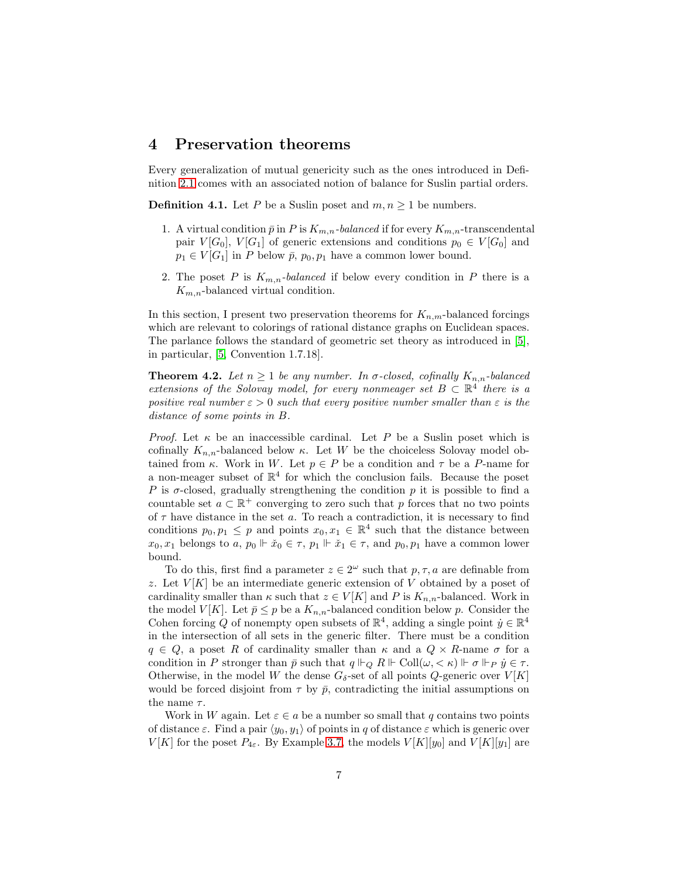# 4 Preservation theorems

Every generalization of mutual genericity such as the ones introduced in Definition 2.1 comes with an associated notion of balance for Suslin partial orders.

**Definition 4.1.** Let $P$ be a Suslin poset and $m, n \geq 1$ be numbers.

1. A virtual condition $\bar{p}$ in $P$ is *$K_{m,n}$-balanced* if for every $K_{m,n}$-transcendental pair $V[G_0]$, $V[G_1]$ of generic extensions and conditions $p_0 \in V[G_0]$ and $p_1 \in V[G_1]$ in $P$ below $\bar{p}$, $p_0, p_1$ have a common lower bound.
2. The poset $P$ is *$K_{m,n}$-balanced* if below every condition in $P$ there is a $K_{m,n}$-balanced virtual condition.

In this section, I present two preservation theorems for $K_{n,m}$-balanced forcings which are relevant to colorings of rational distance graphs on Euclidean spaces. The parlance follows the standard of geometric set theory as introduced in [5], in particular, [5, Convention 1.7.18].

**Theorem 4.2.** *Let $n \geq 1$ be any number. In $\sigma$-closed, cofinally $K_{n,n}$-balanced extensions of the Solovay model, for every nonmeager set $B \subset \mathbb{R}^4$ there is a positive real number $\varepsilon > 0$ such that every positive number smaller than $\varepsilon$ is the distance of some points in $B$.*

*Proof.* Let $\kappa$ be an inaccessible cardinal. Let $P$ be a Suslin poset which is cofinally $K_{n,n}$-balanced below $\kappa$. Let $W$ be the choiceless Solovay model obtained from $\kappa$. Work in $W$. Let $p \in P$ be a condition and $\tau$ be a $P$-name for a non-meager subset of $\mathbb{R}^4$ for which the conclusion fails. Because the poset $P$ is $\sigma$-closed, gradually strengthening the condition $p$ it is possible to find a countable set $a \subset \mathbb{R}^+$ converging to zero such that $p$ forces that no two points of $\tau$ have distance in the set $a$. To reach a contradiction, it is necessary to find conditions $p_0, p_1 \leq p$ and points $x_0, x_1 \in \mathbb{R}^4$ such that the distance between $x_0, x_1$ belongs to $a$, $p_0 \Vdash \check{x}_0 \in \tau$, $p_1 \Vdash \check{x}_1 \in \tau$, and $p_0, p_1$ have a common lower bound.

To do this, first find a parameter $z \in 2^\omega$ such that $p, \tau, a$ are definable from $z$. Let $V[K]$ be an intermediate generic extension of $V$ obtained by a poset of cardinality smaller than $\kappa$ such that $z \in V[K]$ and $P$ is $K_{n,n}$-balanced. Work in the model $V[K]$. Let $\bar{p} \leq p$ be a $K_{n,n}$-balanced condition below $p$. Consider the Cohen forcing $Q$ of nonempty open subsets of $\mathbb{R}^4$, adding a single point $\dot{y} \in \mathbb{R}^4$ in the intersection of all sets in the generic filter. There must be a condition $q \in Q$, a poset $R$ of cardinality smaller than $\kappa$ and a $Q \times R$-name $\sigma$ for a condition in $P$ stronger than $\bar{p}$ such that $q \Vdash_Q R \Vdash \mathrm{Coll}(\omega, < \kappa) \Vdash \sigma \Vdash_P \dot{y} \in \tau$. Otherwise, in the model $W$ the dense $G_\delta$-set of all points $Q$-generic over $V[K]$ would be forced disjoint from $\tau$ by $\bar{p}$, contradicting the initial assumptions on the name $\tau$.

Work in $W$ again. Let $\varepsilon \in a$ be a number so small that $q$ contains two points of distance $\varepsilon$. Find a pair $\langle y_0, y_1 \rangle$ of points in $q$ of distance $\varepsilon$ which is generic over $V[K]$ for the poset $P_{4\varepsilon}$. By Example 3.7, the models $V[K][y_0]$ and $V[K][y_1]$ are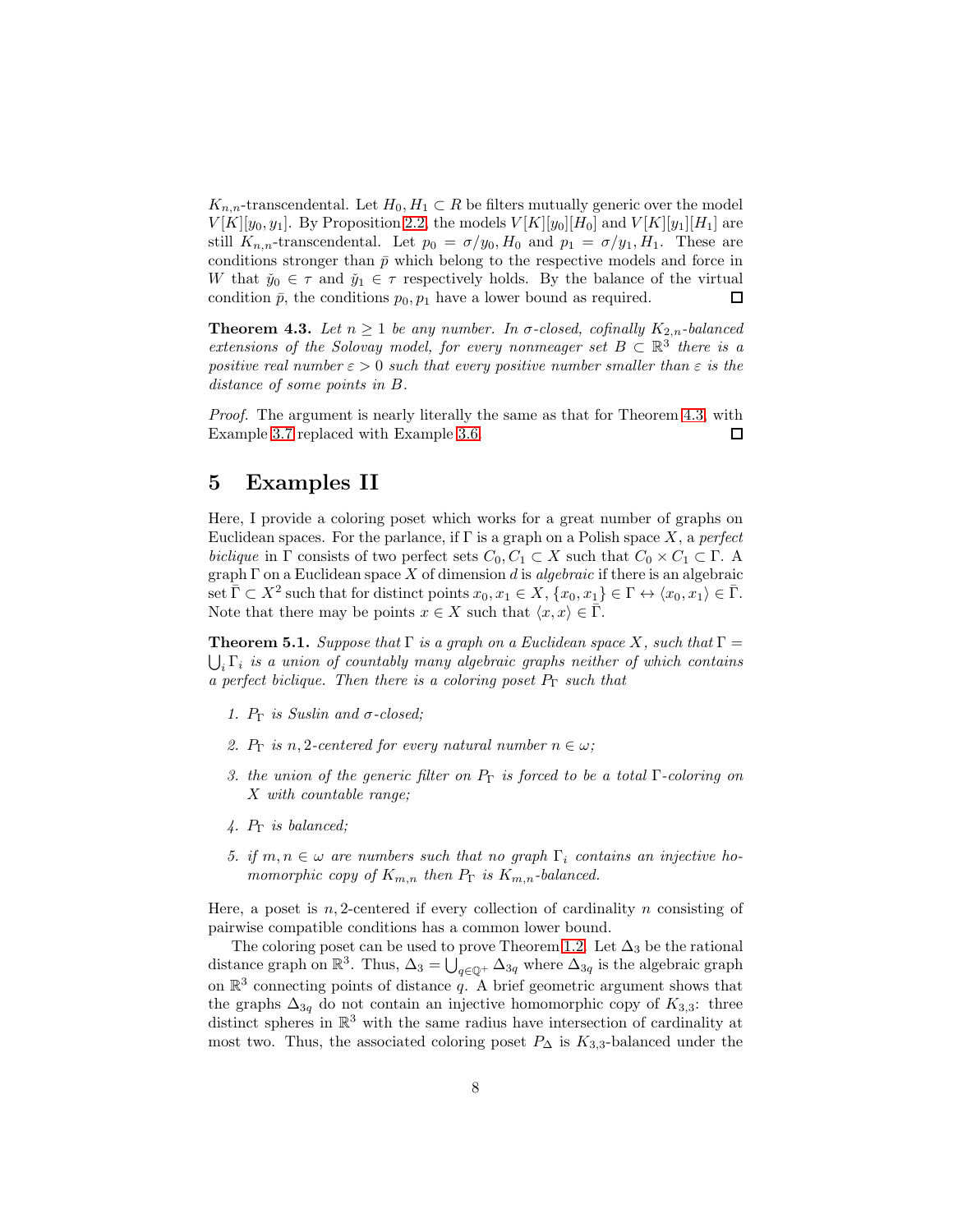$K_{n,n}$-transcendental. Let $H_0, H_1 \subset R$ be filters mutually generic over the model $V[K][y_0, y_1]$. By Proposition 2.2, the models $V[K][y_0][H_0]$ and $V[K][y_1][H_1]$ are still $K_{n,n}$-transcendental. Let $p_0 = \sigma/y_0, H_0$ and $p_1 = \sigma/y_1, H_1$. These are conditions stronger than $\bar{p}$ which belong to the respective models and force in $W$ that $\check{y}_0 \in \tau$ and $\check{y}_1 \in \tau$ respectively holds. By the balance of the virtual condition $\bar{p}$, the conditions $p_0, p_1$ have a lower bound as required. □

**Theorem 4.3.** *Let $n \geq 1$ be any number. In $\sigma$-closed, cofinally $K_{2,n}$-balanced extensions of the Solovay model, for every nonmeager set $B \subset \mathbb{R}^3$ there is a positive real number $\varepsilon > 0$ such that every positive number smaller than $\varepsilon$ is the distance of some points in $B$.*

*Proof.* The argument is nearly literally the same as that for Theorem 4.3, with Example 3.7 replaced with Example 3.6. □

## 5 Examples II

Here, I provide a coloring poset which works for a great number of graphs on Euclidean spaces. For the parlance, if $\Gamma$ is a graph on a Polish space $X$, a *perfect biclique* in $\Gamma$ consists of two perfect sets $C_0, C_1 \subset X$ such that $C_0 \times C_1 \subset \Gamma$. A graph $\Gamma$ on a Euclidean space $X$ of dimension $d$ is *algebraic* if there is an algebraic set $\bar{\Gamma} \subset X^2$ such that for distinct points $x_0, x_1 \in X$, $\{x_0, x_1\} \in \Gamma \leftrightarrow \langle x_0, x_1 \rangle \in \bar{\Gamma}$. Note that there may be points $x \in X$ such that $\langle x, x \rangle \in \bar{\Gamma}$.

**Theorem 5.1.** *Suppose that $\Gamma$ is a graph on a Euclidean space $X$, such that $\Gamma = \bigcup_i \Gamma_i$ is a union of countably many algebraic graphs neither of which contains a perfect biclique. Then there is a coloring poset $P_\Gamma$ such that*

1. *$P_\Gamma$ is Suslin and $\sigma$-closed;*
2. *$P_\Gamma$ is $n, 2$-centered for every natural number $n \in \omega$;*
3. *the union of the generic filter on $P_\Gamma$ is forced to be a total $\Gamma$-coloring on $X$ with countable range;*
4. *$P_\Gamma$ is balanced;*
5. *if $m, n \in \omega$ are numbers such that no graph $\Gamma_i$ contains an injective homomorphic copy of $K_{m,n}$ then $P_\Gamma$ is $K_{m,n}$-balanced.*

Here, a poset is $n, 2$-centered if every collection of cardinality $n$ consisting of pairwise compatible conditions has a common lower bound.

The coloring poset can be used to prove Theorem 1.2. Let $\Delta_3$ be the rational distance graph on $\mathbb{R}^3$. Thus, $\Delta_3 = \bigcup_{q \in \mathbb{Q}^+} \Delta_{3q}$ where $\Delta_{3q}$ is the algebraic graph on $\mathbb{R}^3$ connecting points of distance $q$. A brief geometric argument shows that the graphs $\Delta_{3q}$ do not contain an injective homomorphic copy of $K_{3,3}$: three distinct spheres in $\mathbb{R}^3$ with the same radius have intersection of cardinality at most two. Thus, the associated coloring poset $P_\Delta$ is $K_{3,3}$-balanced under the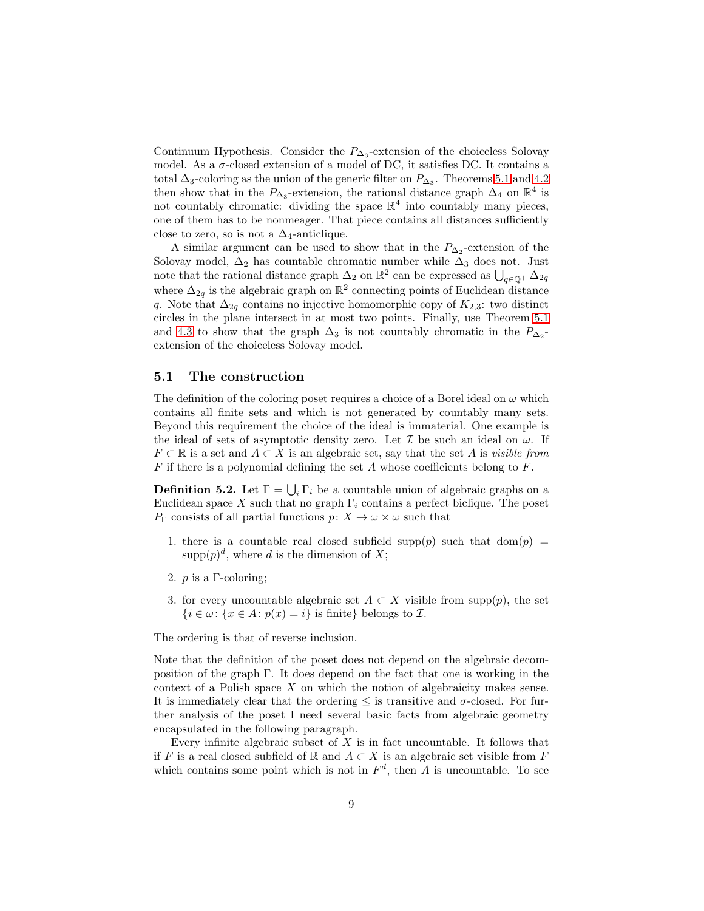Continuum Hypothesis. Consider the $P_{\Delta_3}$-extension of the choiceless Solovay model. As a $\sigma$-closed extension of a model of DC, it satisfies DC. It contains a total $\Delta_3$-coloring as the union of the generic filter on $P_{\Delta_3}$. Theorems 5.1 and 4.2 then show that in the $P_{\Delta_3}$-extension, the rational distance graph $\Delta_4$ on $\mathbb{R}^4$ is not countably chromatic: dividing the space $\mathbb{R}^4$ into countably many pieces, one of them has to be nonmeager. That piece contains all distances sufficiently close to zero, so is not a $\Delta_4$-anticlique.

A similar argument can be used to show that in the $P_{\Delta_2}$-extension of the Solovay model, $\Delta_2$ has countable chromatic number while $\Delta_3$ does not. Just note that the rational distance graph $\Delta_2$ on $\mathbb{R}^2$ can be expressed as $\bigcup_{q\in\mathbb{Q}^+} \Delta_{2q}$ where $\Delta_{2q}$ is the algebraic graph on $\mathbb{R}^2$ connecting points of Euclidean distance $q$. Note that $\Delta_{2q}$ contains no injective homomorphic copy of $K_{2,3}$: two distinct circles in the plane intersect in at most two points. Finally, use Theorem 5.1 and 4.3 to show that the graph $\Delta_3$ is not countably chromatic in the $P_{\Delta_2}$-extension of the choiceless Solovay model.

## 5.1 The construction

The definition of the coloring poset requires a choice of a Borel ideal on $\omega$ which contains all finite sets and which is not generated by countably many sets. Beyond this requirement the choice of the ideal is immaterial. One example is the ideal of sets of asymptotic density zero. Let $\mathcal{I}$ be such an ideal on $\omega$. If $F \subset \mathbb{R}$ is a set and $A \subset X$ is an algebraic set, say that the set $A$ is *visible from* $F$ if there is a polynomial defining the set $A$ whose coefficients belong to $F$.

**Definition 5.2.** Let $\Gamma = \bigcup_i \Gamma_i$ be a countable union of algebraic graphs on a Euclidean space $X$ such that no graph $\Gamma_i$ contains a perfect biclique. The poset $P_\Gamma$ consists of all partial functions $p\colon X \to \omega \times \omega$ such that

1. there is a countable real closed subfield $\mathrm{supp}(p)$ such that $\mathrm{dom}(p) = \mathrm{supp}(p)^d$, where $d$ is the dimension of $X$;
2. $p$ is a $\Gamma$-coloring;
3. for every uncountable algebraic set $A \subset X$ visible from $\mathrm{supp}(p)$, the set $\{i \in \omega\colon \{x \in A\colon p(x) = i\} \text{ is finite}\}$ belongs to $\mathcal{I}$.

The ordering is that of reverse inclusion.

Note that the definition of the poset does not depend on the algebraic decomposition of the graph $\Gamma$. It does depend on the fact that one is working in the context of a Polish space $X$ on which the notion of algebraicity makes sense. It is immediately clear that the ordering $\leq$ is transitive and $\sigma$-closed. For further analysis of the poset I need several basic facts from algebraic geometry encapsulated in the following paragraph.

Every infinite algebraic subset of $X$ is in fact uncountable. It follows that if $F$ is a real closed subfield of $\mathbb{R}$ and $A \subset X$ is an algebraic set visible from $F$ which contains some point which is not in $F^d$, then $A$ is uncountable. To see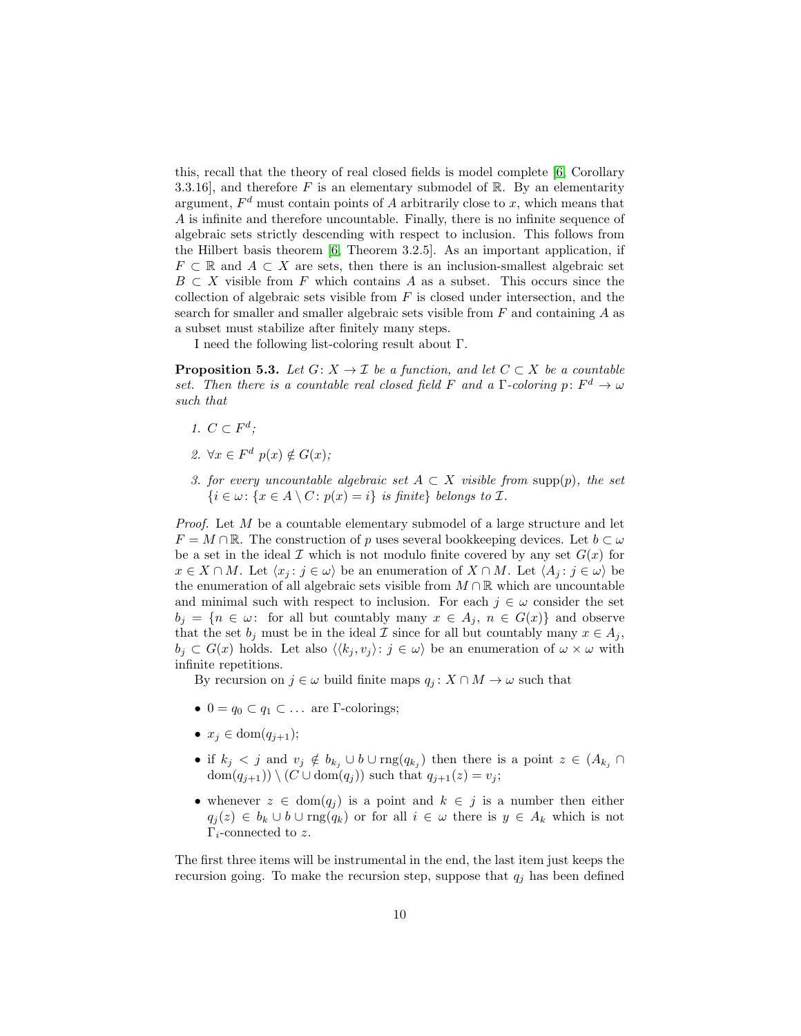this, recall that the theory of real closed fields is model complete [6, Corollary 3.3.16], and therefore $F$ is an elementary submodel of $\mathbb{R}$. By an elementarity argument, $F^d$ must contain points of $A$ arbitrarily close to $x$, which means that $A$ is infinite and therefore uncountable. Finally, there is no infinite sequence of algebraic sets strictly descending with respect to inclusion. This follows from the Hilbert basis theorem [6, Theorem 3.2.5]. As an important application, if $F \subset \mathbb{R}$ and $A \subset X$ are sets, then there is an inclusion-smallest algebraic set $B \subset X$ visible from $F$ which contains $A$ as a subset. This occurs since the collection of algebraic sets visible from $F$ is closed under intersection, and the search for smaller and smaller algebraic sets visible from $F$ and containing $A$ as a subset must stabilize after finitely many steps.

I need the following list-coloring result about $\Gamma$.

**Proposition 5.3.** *Let $G\colon X \to \mathcal{I}$ be a function, and let $C \subset X$ be a countable set. Then there is a countable real closed field $F$ and a $\Gamma$-coloring $p\colon F^d \to \omega$ such that*

1. *$C \subset F^d$;*
2. *$\forall x \in F^d \; p(x) \notin G(x)$;*
3. *for every uncountable algebraic set $A \subset X$ visible from $\mathrm{supp}(p)$, the set $\{i \in \omega \colon \{x \in A \setminus C \colon p(x) = i\}$ is finite$\}$ belongs to $\mathcal{I}$.*

*Proof.* Let $M$ be a countable elementary submodel of a large structure and let $F = M \cap \mathbb{R}$. The construction of $p$ uses several bookkeeping devices. Let $b \subset \omega$ be a set in the ideal $\mathcal{I}$ which is not modulo finite covered by any set $G(x)$ for $x \in X \cap M$. Let $\langle x_j \colon j \in \omega\rangle$ be an enumeration of $X \cap M$. Let $\langle A_j \colon j \in \omega\rangle$ be the enumeration of all algebraic sets visible from $M \cap \mathbb{R}$ which are uncountable and minimal such with respect to inclusion. For each $j \in \omega$ consider the set $b_j = \{n \in \omega \colon$ for all but countably many $x \in A_j$, $n \in G(x)\}$ and observe that the set $b_j$ must be in the ideal $\mathcal{I}$ since for all but countably many $x \in A_j$, $b_j \subset G(x)$ holds. Let also $\langle\langle k_j, v_j\rangle \colon j \in \omega\rangle$ be an enumeration of $\omega \times \omega$ with infinite repetitions.

By recursion on $j \in \omega$ build finite maps $q_j \colon X \cap M \to \omega$ such that

- $0 = q_0 \subset q_1 \subset \dots$ are $\Gamma$-colorings;
- $x_j \in \mathrm{dom}(q_{j+1})$;
- if $k_j < j$ and $v_j \notin b_{k_j} \cup b \cup \mathrm{rng}(q_{k_j})$ then there is a point $z \in (A_{k_j} \cap \mathrm{dom}(q_{j+1})) \setminus (C \cup \mathrm{dom}(q_j))$ such that $q_{j+1}(z) = v_j$;
- whenever $z \in \mathrm{dom}(q_j)$ is a point and $k \in j$ is a number then either $q_j(z) \in b_k \cup b \cup \mathrm{rng}(q_k)$ or for all $i \in \omega$ there is $y \in A_k$ which is not $\Gamma_i$-connected to $z$.

The first three items will be instrumental in the end, the last item just keeps the recursion going. To make the recursion step, suppose that $q_j$ has been defined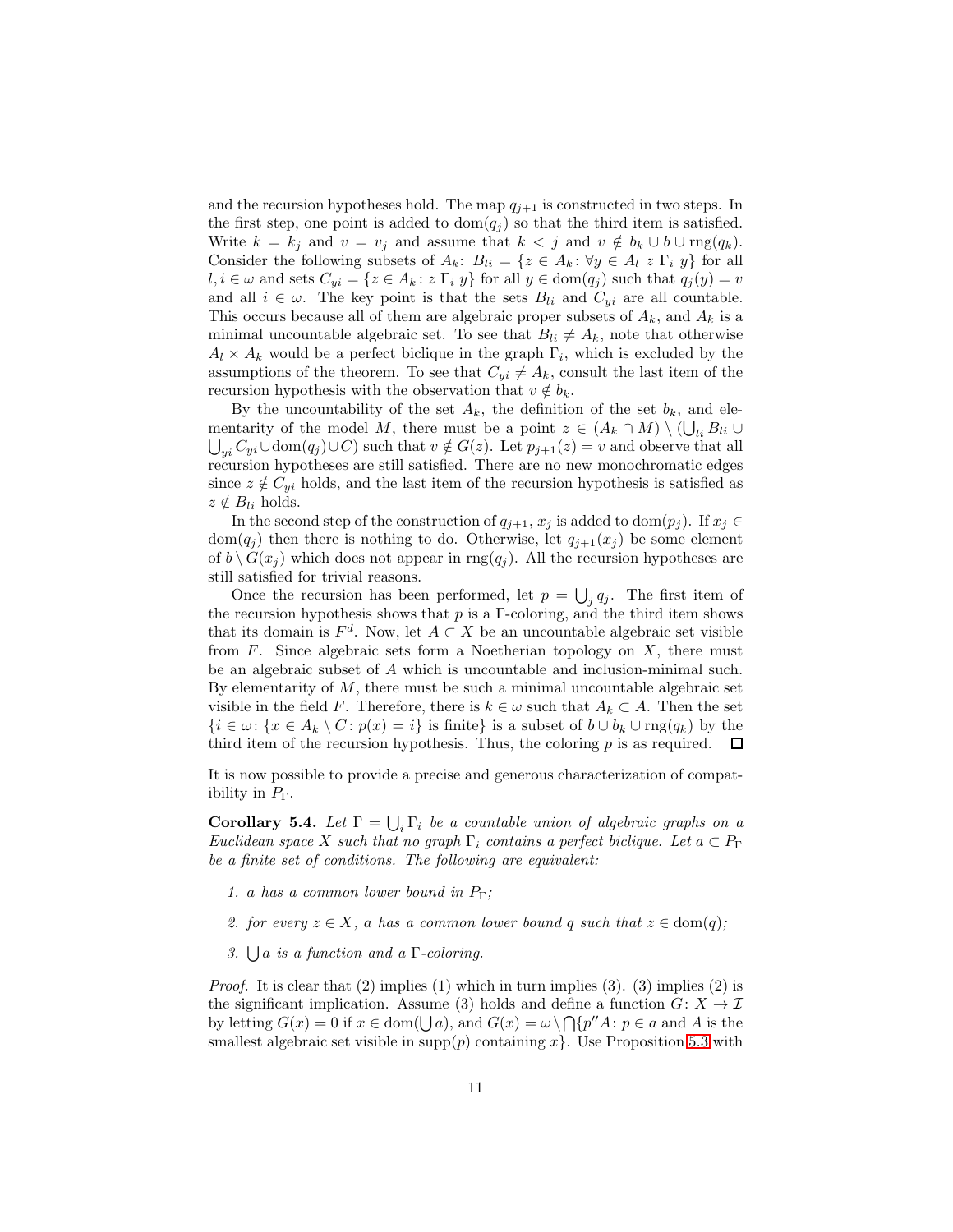and the recursion hypotheses hold. The map $q_{j+1}$ is constructed in two steps. In the first step, one point is added to $\mathrm{dom}(q_j)$ so that the third item is satisfied. Write $k = k_j$ and $v = v_j$ and assume that $k < j$ and $v \notin b_k \cup b \cup \mathrm{rng}(q_k)$. Consider the following subsets of $A_k$: $B_{li} = \{z \in A_k \colon \forall y \in A_l\ z\ \Gamma_i\ y\}$ for all $l, i \in \omega$ and sets $C_{yi} = \{z \in A_k \colon z\ \Gamma_i\ y\}$ for all $y \in \mathrm{dom}(q_j)$ such that $q_j(y) = v$ and all $i \in \omega$. The key point is that the sets $B_{li}$ and $C_{yi}$ are all countable. This occurs because all of them are algebraic proper subsets of $A_k$, and $A_k$ is a minimal uncountable algebraic set. To see that $B_{li} \neq A_k$, note that otherwise $A_l \times A_k$ would be a perfect biclique in the graph $\Gamma_i$, which is excluded by the assumptions of the theorem. To see that $C_{yi} \neq A_k$, consult the last item of the recursion hypothesis with the observation that $v \notin b_k$.

By the uncountability of the set $A_k$, the definition of the set $b_k$, and elementarity of the model $M$, there must be a point $z \in (A_k \cap M) \setminus (\bigcup_{li} B_{li} \cup \bigcup_{yi} C_{yi} \cup \mathrm{dom}(q_j) \cup C)$ such that $v \notin G(z)$. Let $p_{j+1}(z) = v$ and observe that all recursion hypotheses are still satisfied. There are no new monochromatic edges since $z \notin C_{yi}$ holds, and the last item of the recursion hypothesis is satisfied as $z \notin B_{li}$ holds.

In the second step of the construction of $q_{j+1}$, $x_j$ is added to $\mathrm{dom}(p_j)$. If $x_j \in \mathrm{dom}(q_j)$ then there is nothing to do. Otherwise, let $q_{j+1}(x_j)$ be some element of $b \setminus G(x_j)$ which does not appear in $\mathrm{rng}(q_j)$. All the recursion hypotheses are still satisfied for trivial reasons.

Once the recursion has been performed, let $p = \bigcup_j q_j$. The first item of the recursion hypothesis shows that $p$ is a $\Gamma$-coloring, and the third item shows that its domain is $F^d$. Now, let $A \subset X$ be an uncountable algebraic set visible from $F$. Since algebraic sets form a Noetherian topology on $X$, there must be an algebraic subset of $A$ which is uncountable and inclusion-minimal such. By elementarity of $M$, there must be such a minimal uncountable algebraic set visible in the field $F$. Therefore, there is $k \in \omega$ such that $A_k \subset A$. Then the set $\{i \in \omega \colon \{x \in A_k \setminus C \colon p(x) = i\}$ is finite$\}$ is a subset of $b \cup b_k \cup \mathrm{rng}(q_k)$ by the third item of the recursion hypothesis. Thus, the coloring $p$ is as required. ☐

It is now possible to provide a precise and generous characterization of compatibility in $P_\Gamma$.

**Corollary 5.4.** *Let $\Gamma = \bigcup_i \Gamma_i$ be a countable union of algebraic graphs on a Euclidean space $X$ such that no graph $\Gamma_i$ contains a perfect biclique. Let $a \subset P_\Gamma$ be a finite set of conditions. The following are equivalent:*

1. *$a$ has a common lower bound in $P_\Gamma$;*
2. *for every $z \in X$, $a$ has a common lower bound $q$ such that $z \in \mathrm{dom}(q)$;*
3. *$\bigcup a$ is a function and a $\Gamma$-coloring.*

*Proof.* It is clear that (2) implies (1) which in turn implies (3). (3) implies (2) is the significant implication. Assume (3) holds and define a function $G \colon X \to \mathcal{I}$ by letting $G(x) = 0$ if $x \in \mathrm{dom}(\bigcup a)$, and $G(x) = \omega \setminus \bigcap\{p''A \colon p \in a$ and $A$ is the smallest algebraic set visible in $\mathrm{supp}(p)$ containing $x\}$. Use Proposition 5.3 with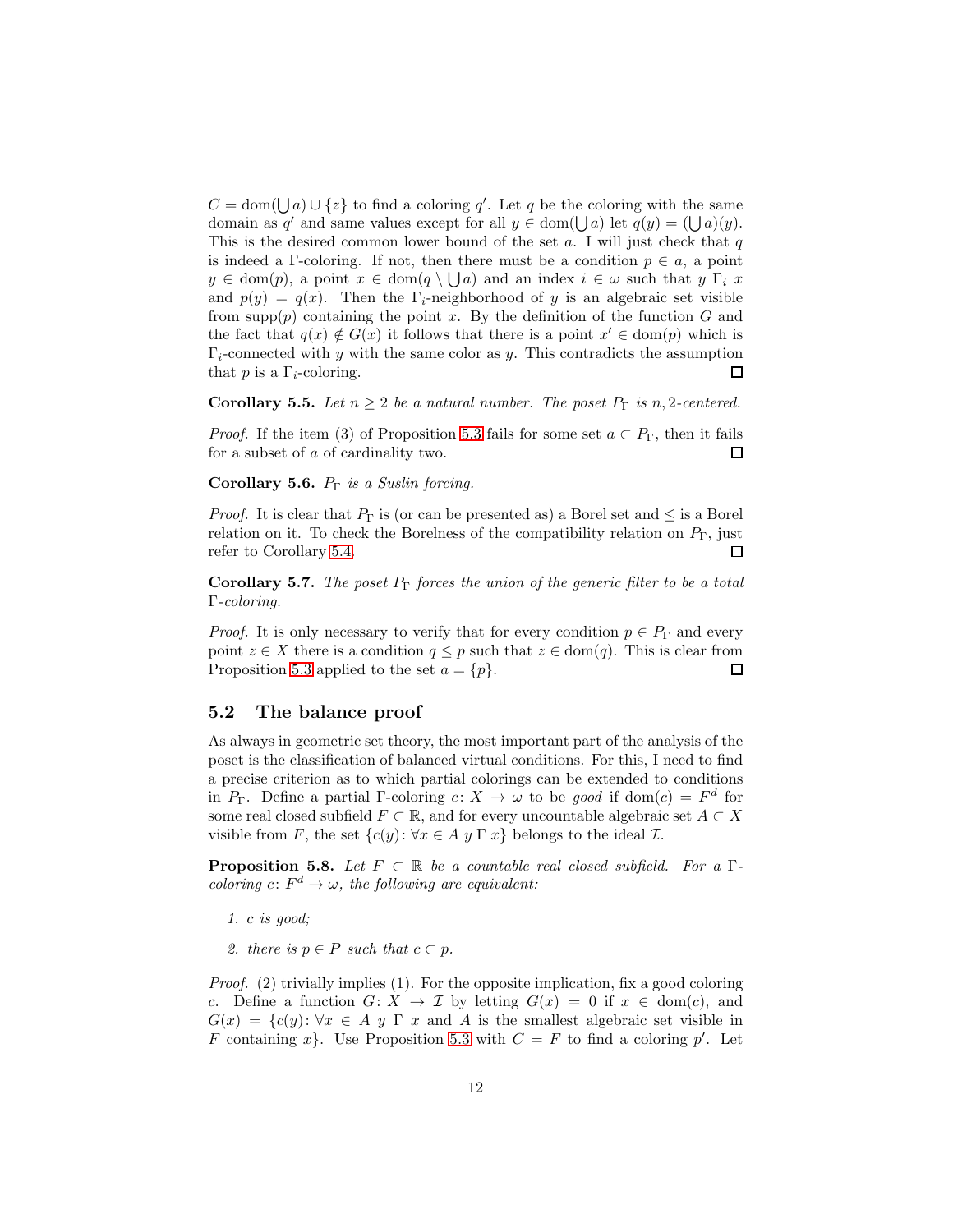$C = \mathrm{dom}(\bigcup a) \cup \{z\}$ to find a coloring $q'$. Let $q$ be the coloring with the same domain as $q'$ and same values except for all $y \in \mathrm{dom}(\bigcup a)$ let $q(y) = (\bigcup a)(y)$. This is the desired common lower bound of the set $a$. I will just check that $q$ is indeed a $\Gamma$-coloring. If not, then there must be a condition $p \in a$, a point $y \in \mathrm{dom}(p)$, a point $x \in \mathrm{dom}(q \setminus \bigcup a)$ and an index $i \in \omega$ such that $y \; \Gamma_i \; x$ and $p(y) = q(x)$. Then the $\Gamma_i$-neighborhood of $y$ is an algebraic set visible from $\mathrm{supp}(p)$ containing the point $x$. By the definition of the function $G$ and the fact that $q(x) \notin G(x)$ it follows that there is a point $x' \in \mathrm{dom}(p)$ which is $\Gamma_i$-connected with $y$ with the same color as $y$. This contradicts the assumption that $p$ is a $\Gamma_i$-coloring. $\square$

**Corollary 5.5.** *Let $n \geq 2$ be a natural number. The poset $P_\Gamma$ is $n,2$-centered.*

*Proof.* If the item (3) of Proposition 5.3 fails for some set $a \subset P_\Gamma$, then it fails for a subset of $a$ of cardinality two. $\square$

**Corollary 5.6.** *$P_\Gamma$ is a Suslin forcing.*

*Proof.* It is clear that $P_\Gamma$ is (or can be presented as) a Borel set and $\leq$ is a Borel relation on it. To check the Borelness of the compatibility relation on $P_\Gamma$, just refer to Corollary 5.4. $\square$

**Corollary 5.7.** *The poset $P_\Gamma$ forces the union of the generic filter to be a total $\Gamma$-coloring.*

*Proof.* It is only necessary to verify that for every condition $p \in P_\Gamma$ and every point $z \in X$ there is a condition $q \leq p$ such that $z \in \mathrm{dom}(q)$. This is clear from Proposition 5.3 applied to the set $a = \{p\}$. $\square$

## 5.2 The balance proof

As always in geometric set theory, the most important part of the analysis of the poset is the classification of balanced virtual conditions. For this, I need to find a precise criterion as to which partial colorings can be extended to conditions in $P_\Gamma$. Define a partial $\Gamma$-coloring $c \colon X \to \omega$ to be *good* if $\mathrm{dom}(c) = F^d$ for some real closed subfield $F \subset \mathbb{R}$, and for every uncountable algebraic set $A \subset X$ visible from $F$, the set $\{c(y) \colon \forall x \in A \; y \; \Gamma \; x\}$ belongs to the ideal $\mathcal{I}$.

**Proposition 5.8.** *Let $F \subset \mathbb{R}$ be a countable real closed subfield. For a $\Gamma$-coloring $c \colon F^d \to \omega$, the following are equivalent:*

1. *$c$ is good;*
2. *there is $p \in P$ such that $c \subset p$.*

*Proof.* (2) trivially implies (1). For the opposite implication, fix a good coloring $c$. Define a function $G \colon X \to \mathcal{I}$ by letting $G(x) = 0$ if $x \in \mathrm{dom}(c)$, and $G(x) = \{c(y) \colon \forall x \in A \; y \; \Gamma \; x$ and $A$ is the smallest algebraic set visible in $F$ containing $x\}$. Use Proposition 5.3 with $C = F$ to find a coloring $p'$. Let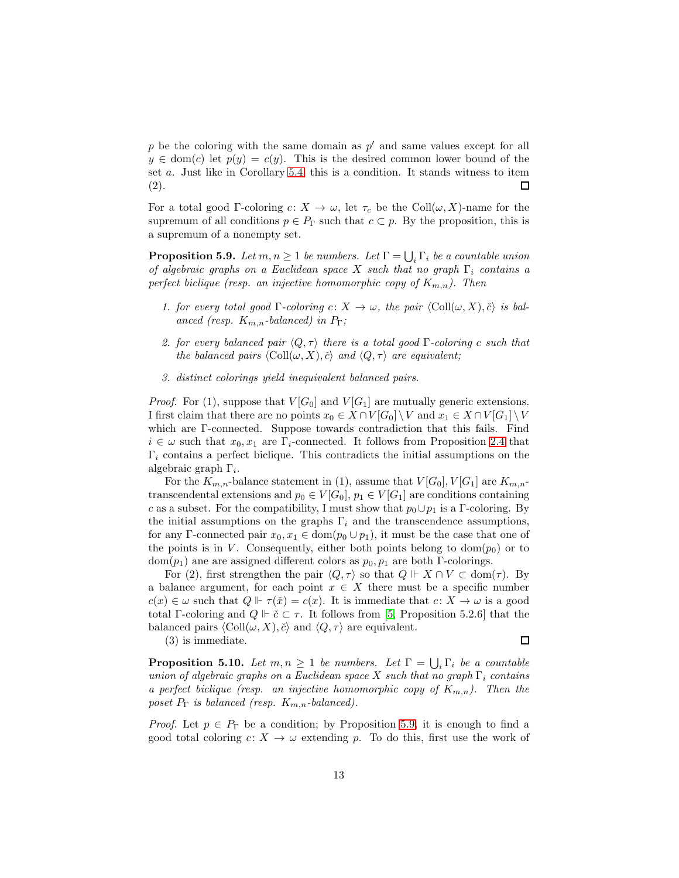$p$ be the coloring with the same domain as $p'$ and same values except for all $y \in \mathrm{dom}(c)$ let $p(y) = c(y)$. This is the desired common lower bound of the set $a$. Just like in Corollary 5.4, this is a condition. It stands witness to item (2). ◻

For a total good $\Gamma$-coloring $c\colon X \to \omega$, let $\tau_c$ be the $\mathrm{Coll}(\omega, X)$-name for the supremum of all conditions $p \in P_\Gamma$ such that $c \subset p$. By the proposition, this is a supremum of a nonempty set.

**Proposition 5.9.** *Let $m, n \geq 1$ be numbers. Let $\Gamma = \bigcup_i \Gamma_i$ be a countable union of algebraic graphs on a Euclidean space $X$ such that no graph $\Gamma_i$ contains a perfect biclique (resp. an injective homomorphic copy of $K_{m,n}$). Then*

1. *for every total good $\Gamma$-coloring $c\colon X \to \omega$, the pair $\langle \mathrm{Coll}(\omega, X), \check{c}\rangle$ is balanced (resp. $K_{m,n}$-balanced) in $P_\Gamma$;*
2. *for every balanced pair $\langle Q, \tau\rangle$ there is a total good $\Gamma$-coloring $c$ such that the balanced pairs $\langle \mathrm{Coll}(\omega, X), \check{c}\rangle$ and $\langle Q, \tau\rangle$ are equivalent;*
3. *distinct colorings yield inequivalent balanced pairs.*

*Proof.* For (1), suppose that $V[G_0]$ and $V[G_1]$ are mutually generic extensions. I first claim that there are no points $x_0 \in X \cap V[G_0] \setminus V$ and $x_1 \in X \cap V[G_1] \setminus V$ which are $\Gamma$-connected. Suppose towards contradiction that this fails. Find $i \in \omega$ such that $x_0, x_1$ are $\Gamma_i$-connected. It follows from Proposition 2.4 that $\Gamma_i$ contains a perfect biclique. This contradicts the initial assumptions on the algebraic graph $\Gamma_i$.

For the $K_{m,n}$-balance statement in (1), assume that $V[G_0], V[G_1]$ are $K_{m,n}$-transcendental extensions and $p_0 \in V[G_0]$, $p_1 \in V[G_1]$ are conditions containing $c$ as a subset. For the compatibility, I must show that $p_0 \cup p_1$ is a $\Gamma$-coloring. By the initial assumptions on the graphs $\Gamma_i$ and the transcendence assumptions, for any $\Gamma$-connected pair $x_0, x_1 \in \mathrm{dom}(p_0 \cup p_1)$, it must be the case that one of the points is in $V$. Consequently, either both points belong to $\mathrm{dom}(p_0)$ or to $\mathrm{dom}(p_1)$ ane are assigned different colors as $p_0, p_1$ are both $\Gamma$-colorings.

For (2), first strengthen the pair $\langle Q, \tau\rangle$ so that $Q \Vdash X \cap V \subset \mathrm{dom}(\tau)$. By a balance argument, for each point $x \in X$ there must be a specific number $c(x) \in \omega$ such that $Q \Vdash \tau(\check{x}) = c(x)$. It is immediate that $c\colon X \to \omega$ is a good total $\Gamma$-coloring and $Q \Vdash \check{c} \subset \tau$. It follows from [5, Proposition 5.2.6] that the balanced pairs $\langle \mathrm{Coll}(\omega, X), \check{c}\rangle$ and $\langle Q, \tau\rangle$ are equivalent.

(3) is immediate. ◻

**Proposition 5.10.** *Let $m, n \geq 1$ be numbers. Let $\Gamma = \bigcup_i \Gamma_i$ be a countable union of algebraic graphs on a Euclidean space $X$ such that no graph $\Gamma_i$ contains a perfect biclique (resp. an injective homomorphic copy of $K_{m,n}$). Then the poset $P_\Gamma$ is balanced (resp. $K_{m,n}$-balanced).*

*Proof.* Let $p \in P_\Gamma$ be a condition; by Proposition 5.9, it is enough to find a good total coloring $c\colon X \to \omega$ extending $p$. To do this, first use the work of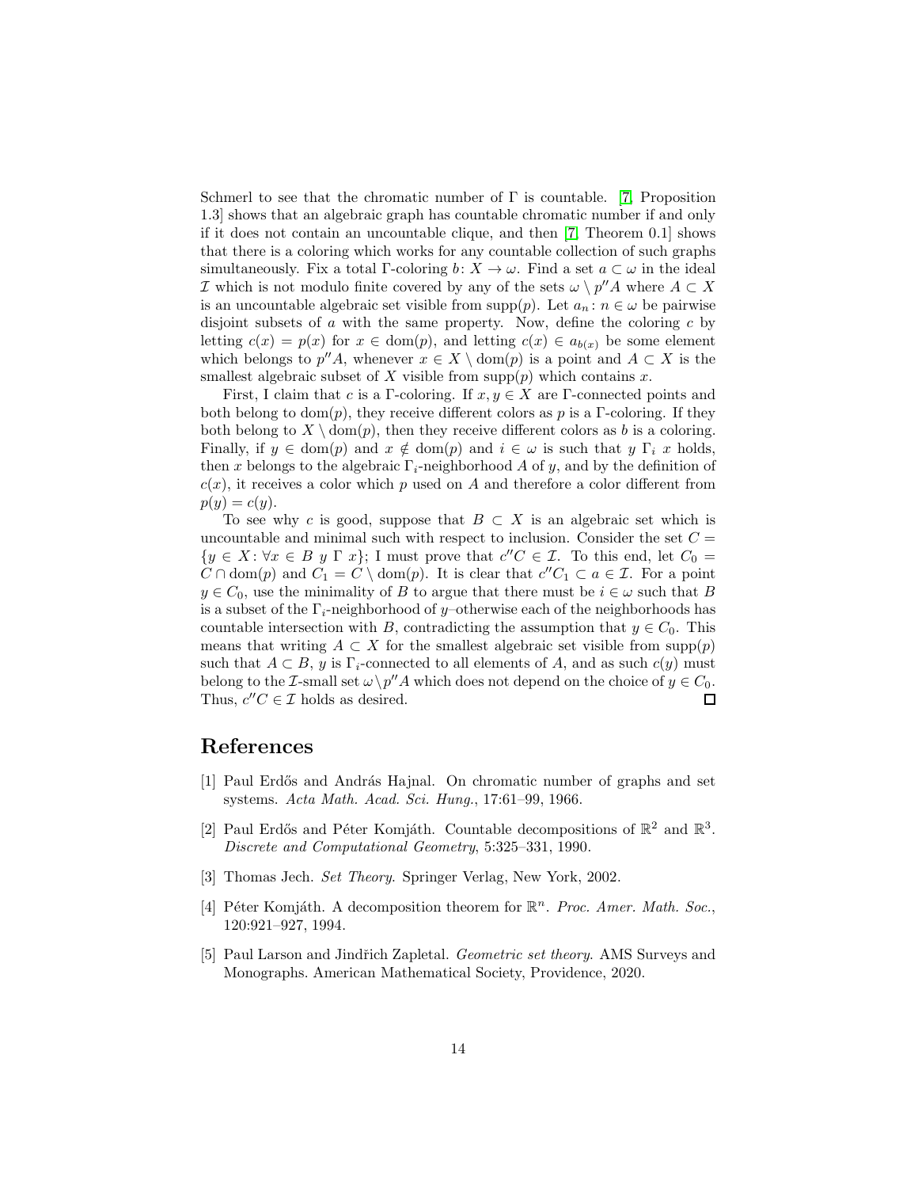Schmerl to see that the chromatic number of $\Gamma$ is countable. [7, Proposition 1.3] shows that an algebraic graph has countable chromatic number if and only if it does not contain an uncountable clique, and then [7, Theorem 0.1] shows that there is a coloring which works for any countable collection of such graphs simultaneously. Fix a total $\Gamma$-coloring $b\colon X \to \omega$. Find a set $a \subset \omega$ in the ideal $\mathcal{I}$ which is not modulo finite covered by any of the sets $\omega \setminus p''A$ where $A \subset X$ is an uncountable algebraic set visible from $\text{supp}(p)$. Let $a_n\colon n \in \omega$ be pairwise disjoint subsets of $a$ with the same property. Now, define the coloring $c$ by letting $c(x) = p(x)$ for $x \in \text{dom}(p)$, and letting $c(x) \in a_{b(x)}$ be some element which belongs to $p''A$, whenever $x \in X \setminus \text{dom}(p)$ is a point and $A \subset X$ is the smallest algebraic subset of $X$ visible from $\text{supp}(p)$ which contains $x$.

First, I claim that $c$ is a $\Gamma$-coloring. If $x, y \in X$ are $\Gamma$-connected points and both belong to $\text{dom}(p)$, they receive different colors as $p$ is a $\Gamma$-coloring. If they both belong to $X \setminus \text{dom}(p)$, then they receive different colors as $b$ is a coloring. Finally, if $y \in \text{dom}(p)$ and $x \notin \text{dom}(p)$ and $i \in \omega$ is such that $y \ \Gamma_i \ x$ holds, then $x$ belongs to the algebraic $\Gamma_i$-neighborhood $A$ of $y$, and by the definition of $c(x)$, it receives a color which $p$ used on $A$ and therefore a color different from $p(y) = c(y)$.

To see why $c$ is good, suppose that $B \subset X$ is an algebraic set which is uncountable and minimal such with respect to inclusion. Consider the set $C = \{y \in X\colon \forall x \in B \ y \ \Gamma \ x\}$; I must prove that $c''C \in \mathcal{I}$. To this end, let $C_0 = C \cap \text{dom}(p)$ and $C_1 = C \setminus \text{dom}(p)$. It is clear that $c''C_1 \subset a \in \mathcal{I}$. For a point $y \in C_0$, use the minimality of $B$ to argue that there must be $i \in \omega$ such that $B$ is a subset of the $\Gamma_i$-neighborhood of $y$–otherwise each of the neighborhoods has countable intersection with $B$, contradicting the assumption that $y \in C_0$. This means that writing $A \subset X$ for the smallest algebraic set visible from $\text{supp}(p)$ such that $A \subset B$, $y$ is $\Gamma_i$-connected to all elements of $A$, and as such $c(y)$ must belong to the $\mathcal{I}$-small set $\omega \setminus p''A$ which does not depend on the choice of $y \in C_0$. Thus, $c''C \in \mathcal{I}$ holds as desired. □

# References

[1] Paul Erdős and András Hajnal. On chromatic number of graphs and set systems. *Acta Math. Acad. Sci. Hung.*, 17:61–99, 1966.

[2] Paul Erdős and Péter Komjáth. Countable decompositions of $\mathbb{R}^2$ and $\mathbb{R}^3$. *Discrete and Computational Geometry*, 5:325–331, 1990.

[3] Thomas Jech. *Set Theory*. Springer Verlag, New York, 2002.

[4] Péter Komjáth. A decomposition theorem for $\mathbb{R}^n$. *Proc. Amer. Math. Soc.*, 120:921–927, 1994.

[5] Paul Larson and Jindřich Zapletal. *Geometric set theory*. AMS Surveys and Monographs. American Mathematical Society, Providence, 2020.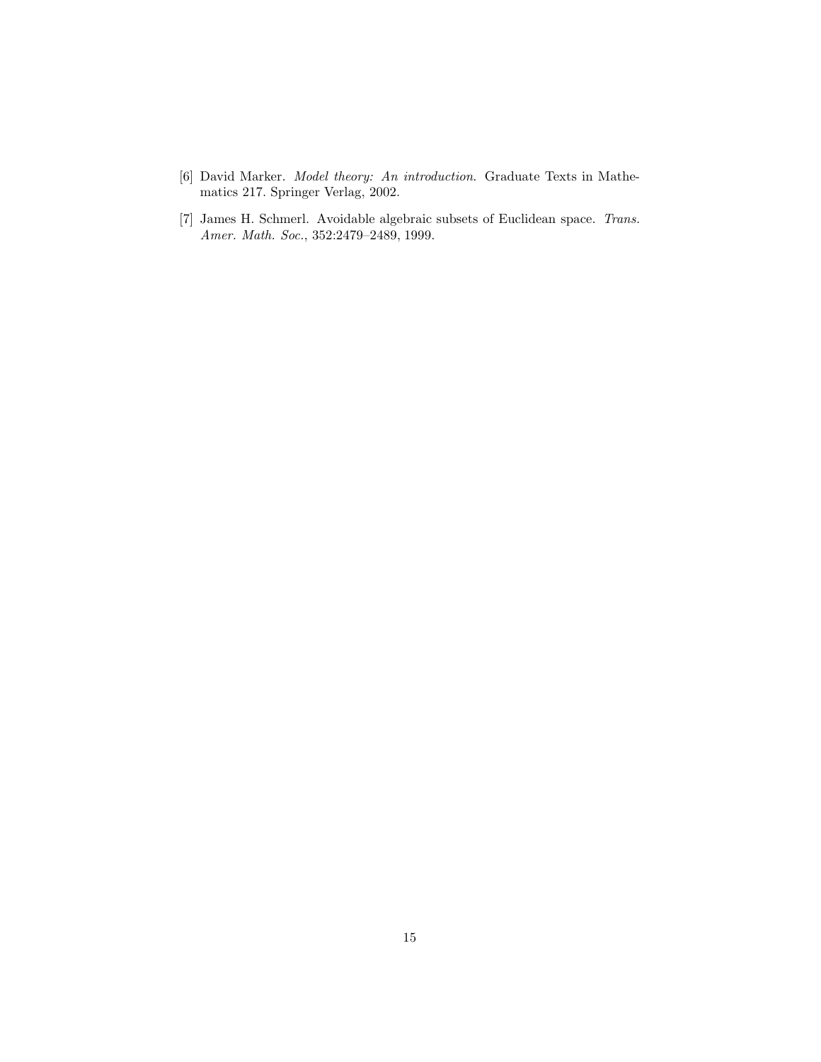[6] David Marker. *Model theory: An introduction*. Graduate Texts in Mathematics 217. Springer Verlag, 2002.

[7] James H. Schmerl. Avoidable algebraic subsets of Euclidean space. *Trans. Amer. Math. Soc.*, 352:2479–2489, 1999.